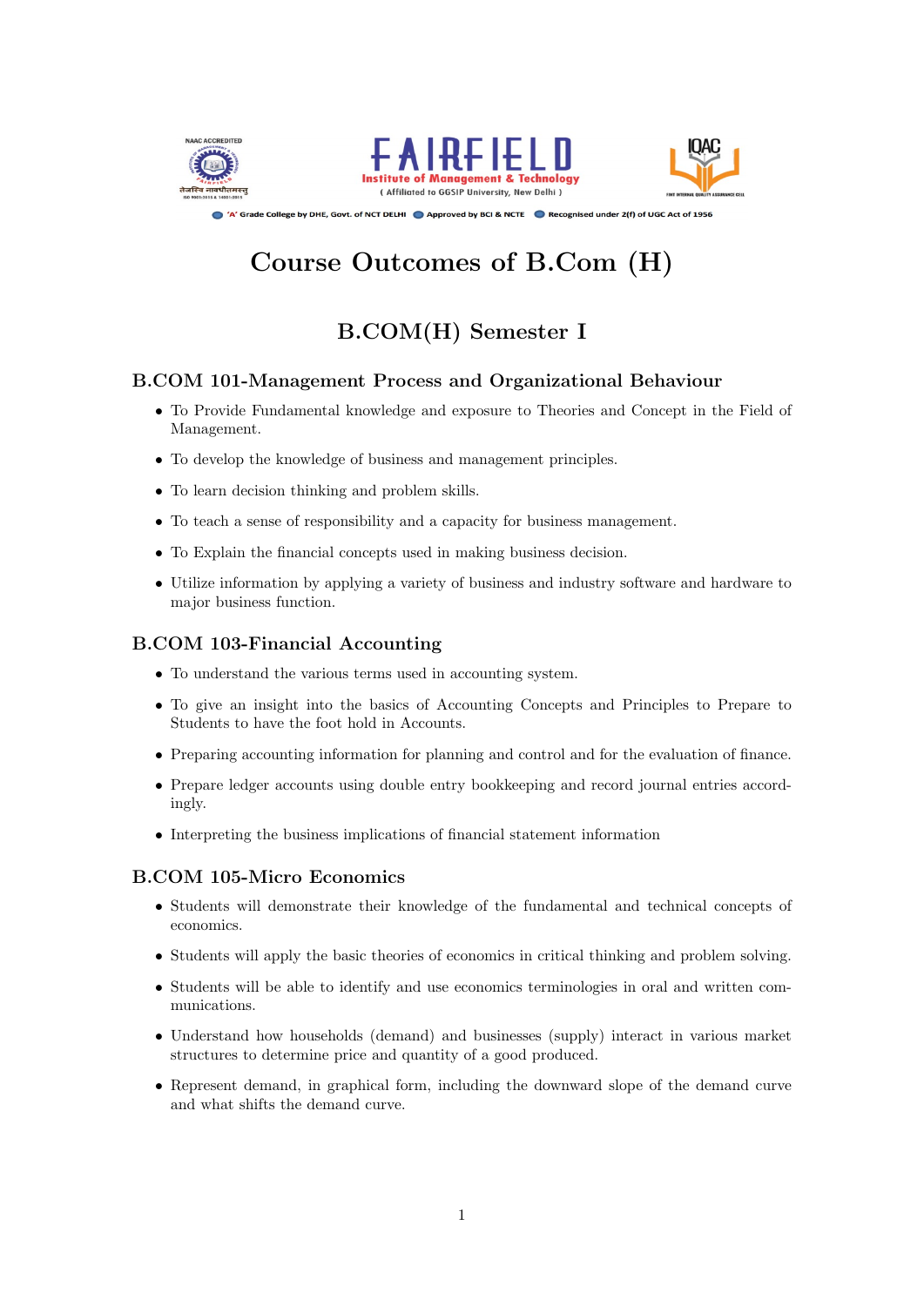FAIRFIELD
Institute of Management & Technology
( Affiliated to GGSIP University, New Delhi )

'A' Grade College by DHE, Govt. of NCT DELHI • Approved by BCI & NCTE • Recognised under 2(f) of UGC Act of 1956

# Course Outcomes of B.Com (H)

## B.COM(H) Semester I

### B.COM 101-Management Process and Organizational Behaviour

- To Provide Fundamental knowledge and exposure to Theories and Concept in the Field of Management.
- To develop the knowledge of business and management principles.
- To learn decision thinking and problem skills.
- To teach a sense of responsibility and a capacity for business management.
- To Explain the financial concepts used in making business decision.
- Utilize information by applying a variety of business and industry software and hardware to major business function.

### B.COM 103-Financial Accounting

- To understand the various terms used in accounting system.
- To give an insight into the basics of Accounting Concepts and Principles to Prepare to Students to have the foot hold in Accounts.
- Preparing accounting information for planning and control and for the evaluation of finance.
- Prepare ledger accounts using double entry bookkeeping and record journal entries accordingly.
- Interpreting the business implications of financial statement information

### B.COM 105-Micro Economics

- Students will demonstrate their knowledge of the fundamental and technical concepts of economics.
- Students will apply the basic theories of economics in critical thinking and problem solving.
- Students will be able to identify and use economics terminologies in oral and written communications.
- Understand how households (demand) and businesses (supply) interact in various market structures to determine price and quantity of a good produced.
- Represent demand, in graphical form, including the downward slope of the demand curve and what shifts the demand curve.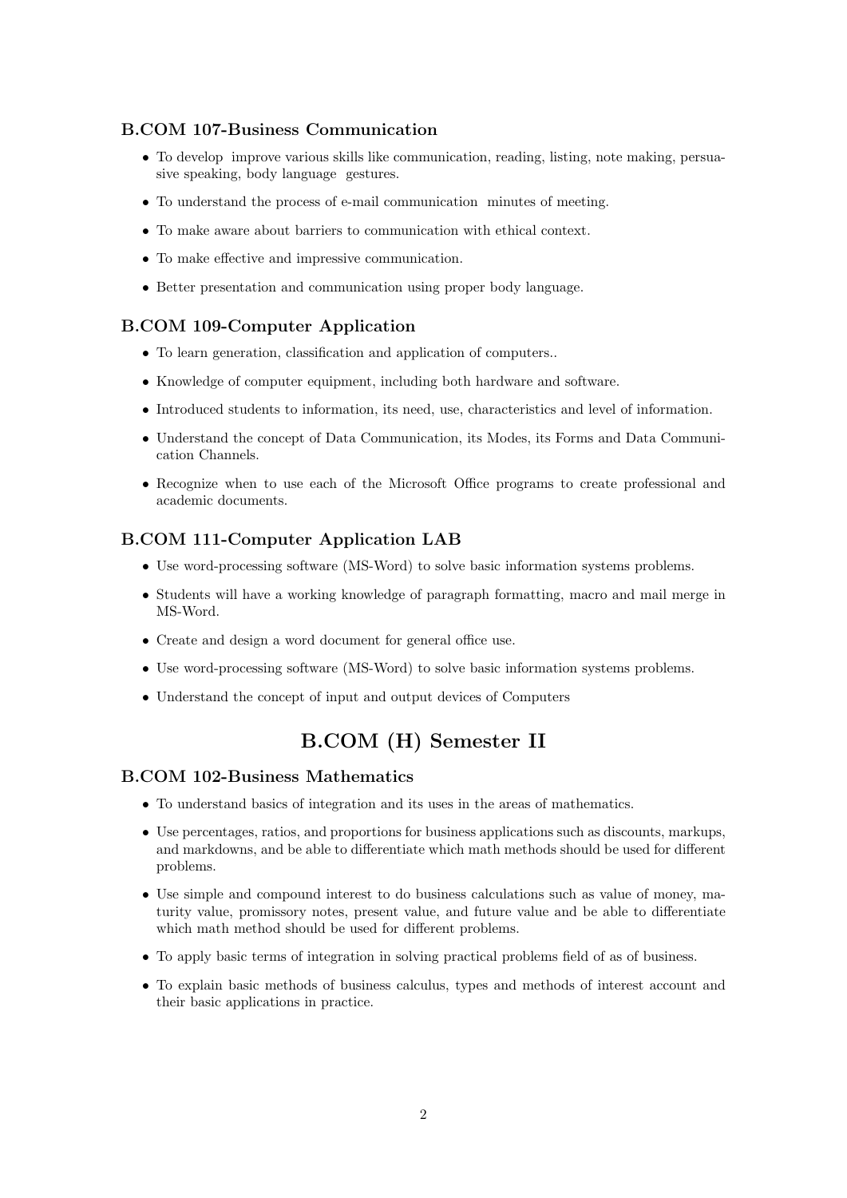### B.COM 107-Business Communication

- To develop  improve various skills like communication, reading, listing, note making, persuasive speaking, body language  gestures.
- To understand the process of e-mail communication  minutes of meeting.
- To make aware about barriers to communication with ethical context.
- To make effective and impressive communication.
- Better presentation and communication using proper body language.

### B.COM 109-Computer Application

- To learn generation, classification and application of computers..
- Knowledge of computer equipment, including both hardware and software.
- Introduced students to information, its need, use, characteristics and level of information.
- Understand the concept of Data Communication, its Modes, its Forms and Data Communication Channels.
- Recognize when to use each of the Microsoft Office programs to create professional and academic documents.

### B.COM 111-Computer Application LAB

- Use word-processing software (MS-Word) to solve basic information systems problems.
- Students will have a working knowledge of paragraph formatting, macro and mail merge in MS-Word.
- Create and design a word document for general office use.
- Use word-processing software (MS-Word) to solve basic information systems problems.
- Understand the concept of input and output devices of Computers

## B.COM (H) Semester II

### B.COM 102-Business Mathematics

- To understand basics of integration and its uses in the areas of mathematics.
- Use percentages, ratios, and proportions for business applications such as discounts, markups, and markdowns, and be able to differentiate which math methods should be used for different problems.
- Use simple and compound interest to do business calculations such as value of money, maturity value, promissory notes, present value, and future value and be able to differentiate which math method should be used for different problems.
- To apply basic terms of integration in solving practical problems field of as of business.
- To explain basic methods of business calculus, types and methods of interest account and their basic applications in practice.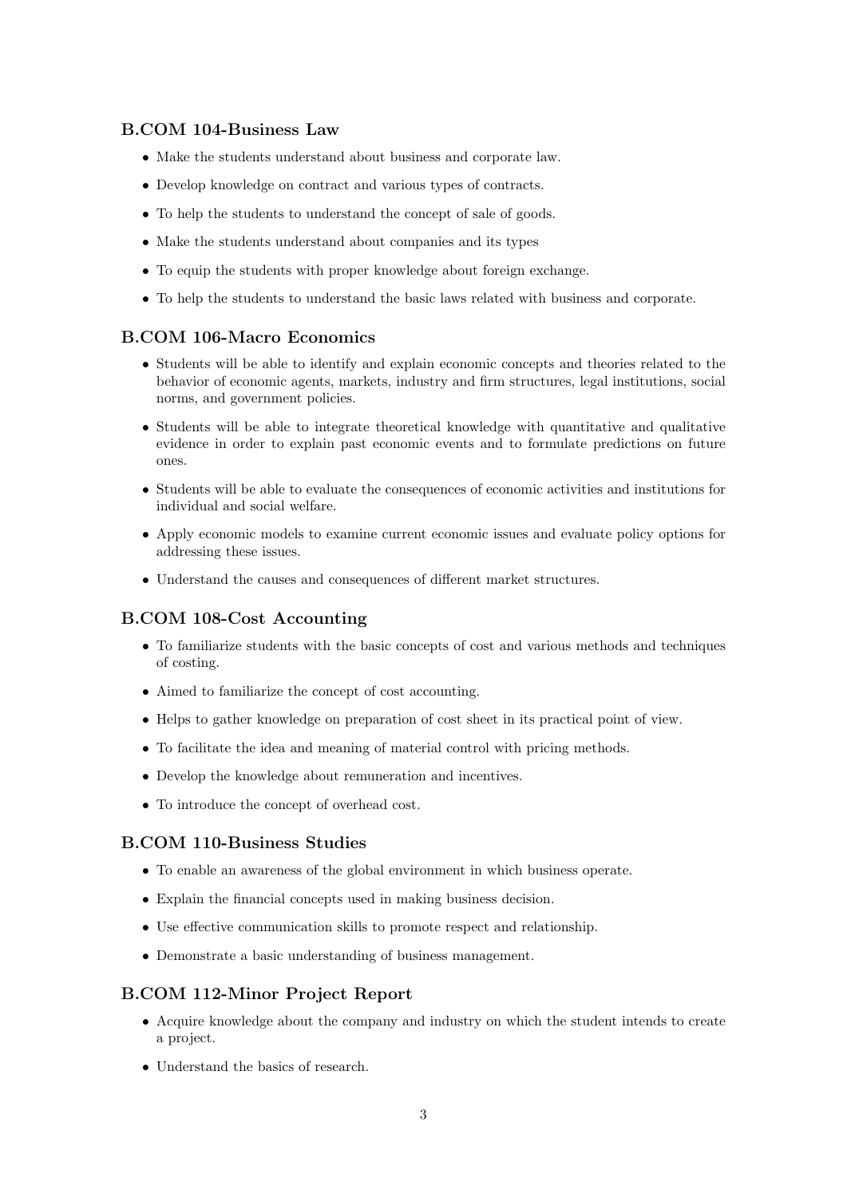### B.COM 104-Business Law

- Make the students understand about business and corporate law.
- Develop knowledge on contract and various types of contracts.
- To help the students to understand the concept of sale of goods.
- Make the students understand about companies and its types
- To equip the students with proper knowledge about foreign exchange.
- To help the students to understand the basic laws related with business and corporate.

### B.COM 106-Macro Economics

- Students will be able to identify and explain economic concepts and theories related to the behavior of economic agents, markets, industry and firm structures, legal institutions, social norms, and government policies.
- Students will be able to integrate theoretical knowledge with quantitative and qualitative evidence in order to explain past economic events and to formulate predictions on future ones.
- Students will be able to evaluate the consequences of economic activities and institutions for individual and social welfare.
- Apply economic models to examine current economic issues and evaluate policy options for addressing these issues.
- Understand the causes and consequences of different market structures.

### B.COM 108-Cost Accounting

- To familiarize students with the basic concepts of cost and various methods and techniques of costing.
- Aimed to familiarize the concept of cost accounting.
- Helps to gather knowledge on preparation of cost sheet in its practical point of view.
- To facilitate the idea and meaning of material control with pricing methods.
- Develop the knowledge about remuneration and incentives.
- To introduce the concept of overhead cost.

### B.COM 110-Business Studies

- To enable an awareness of the global environment in which business operate.
- Explain the financial concepts used in making business decision.
- Use effective communication skills to promote respect and relationship.
- Demonstrate a basic understanding of business management.

### B.COM 112-Minor Project Report

- Acquire knowledge about the company and industry on which the student intends to create a project.
- Understand the basics of research.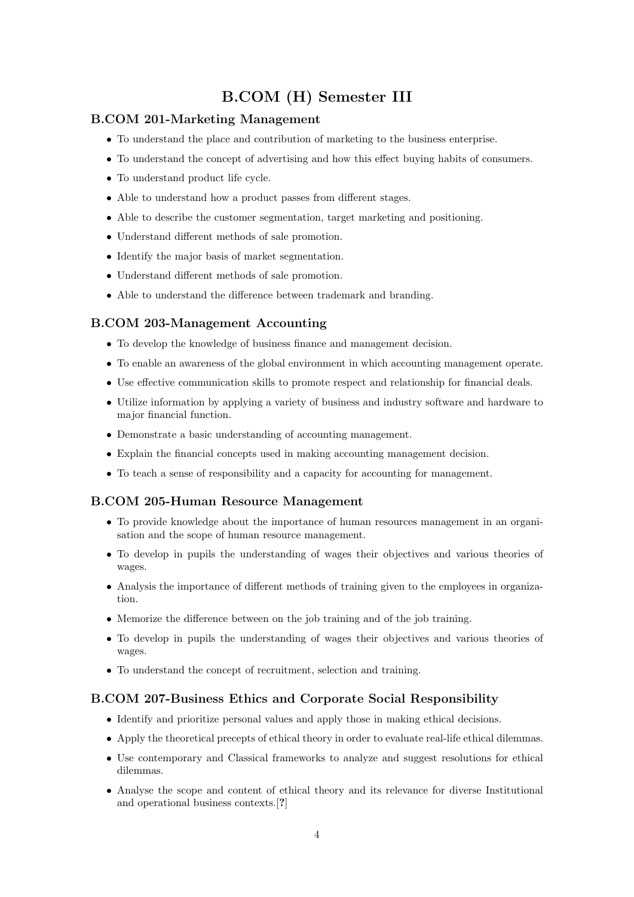# B.COM (H) Semester III

## B.COM 201-Marketing Management

- To understand the place and contribution of marketing to the business enterprise.
- To understand the concept of advertising and how this effect buying habits of consumers.
- To understand product life cycle.
- Able to understand how a product passes from different stages.
- Able to describe the customer segmentation, target marketing and positioning.
- Understand different methods of sale promotion.
- Identify the major basis of market segmentation.
- Understand different methods of sale promotion.
- Able to understand the difference between trademark and branding.

## B.COM 203-Management Accounting

- To develop the knowledge of business finance and management decision.
- To enable an awareness of the global environment in which accounting management operate.
- Use effective communication skills to promote respect and relationship for financial deals.
- Utilize information by applying a variety of business and industry software and hardware to major financial function.
- Demonstrate a basic understanding of accounting management.
- Explain the financial concepts used in making accounting management decision.
- To teach a sense of responsibility and a capacity for accounting for management.

## B.COM 205-Human Resource Management

- To provide knowledge about the importance of human resources management in an organisation and the scope of human resource management.
- To develop in pupils the understanding of wages their objectives and various theories of wages.
- Analysis the importance of different methods of training given to the employees in organization.
- Memorize the difference between on the job training and of the job training.
- To develop in pupils the understanding of wages their objectives and various theories of wages.
- To understand the concept of recruitment, selection and training.

## B.COM 207-Business Ethics and Corporate Social Responsibility

- Identify and prioritize personal values and apply those in making ethical decisions.
- Apply the theoretical precepts of ethical theory in order to evaluate real-life ethical dilemmas.
- Use contemporary and Classical frameworks to analyze and suggest resolutions for ethical dilemmas.
- Analyse the scope and content of ethical theory and its relevance for diverse Institutional and operational business contexts.[**?**]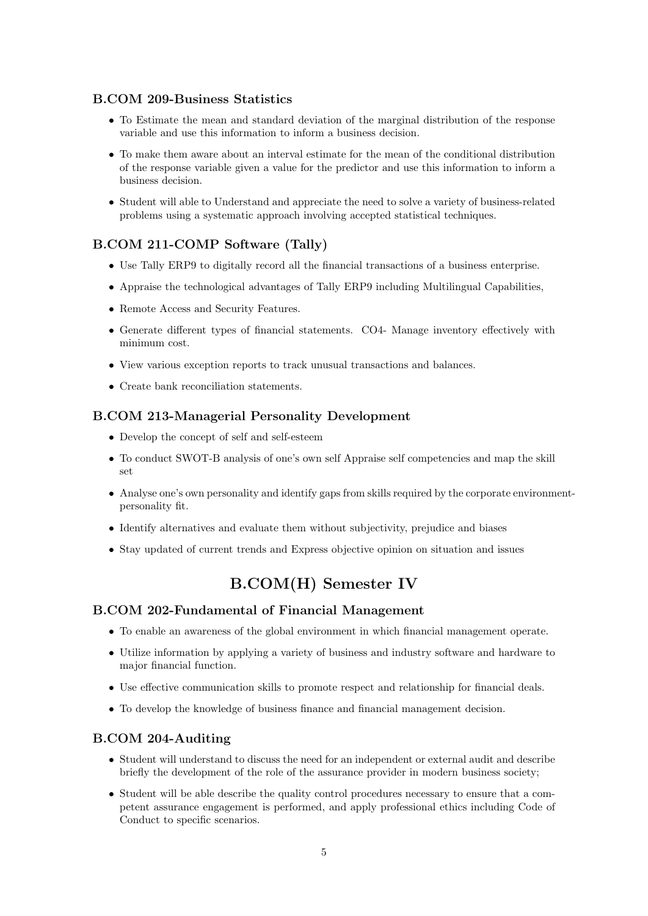### B.COM 209-Business Statistics

- To Estimate the mean and standard deviation of the marginal distribution of the response variable and use this information to inform a business decision.
- To make them aware about an interval estimate for the mean of the conditional distribution of the response variable given a value for the predictor and use this information to inform a business decision.
- Student will able to Understand and appreciate the need to solve a variety of business-related problems using a systematic approach involving accepted statistical techniques.

### B.COM 211-COMP Software (Tally)

- Use Tally ERP9 to digitally record all the financial transactions of a business enterprise.
- Appraise the technological advantages of Tally ERP9 including Multilingual Capabilities,
- Remote Access and Security Features.
- Generate different types of financial statements. CO4- Manage inventory effectively with minimum cost.
- View various exception reports to track unusual transactions and balances.
- Create bank reconciliation statements.

### B.COM 213-Managerial Personality Development

- Develop the concept of self and self-esteem
- To conduct SWOT-B analysis of one's own self Appraise self competencies and map the skill set
- Analyse one's own personality and identify gaps from skills required by the corporate environment-personality fit.
- Identify alternatives and evaluate them without subjectivity, prejudice and biases
- Stay updated of current trends and Express objective opinion on situation and issues

## B.COM(H) Semester IV

### B.COM 202-Fundamental of Financial Management

- To enable an awareness of the global environment in which financial management operate.
- Utilize information by applying a variety of business and industry software and hardware to major financial function.
- Use effective communication skills to promote respect and relationship for financial deals.
- To develop the knowledge of business finance and financial management decision.

### B.COM 204-Auditing

- Student will understand to discuss the need for an independent or external audit and describe briefly the development of the role of the assurance provider in modern business society;
- Student will be able describe the quality control procedures necessary to ensure that a competent assurance engagement is performed, and apply professional ethics including Code of Conduct to specific scenarios.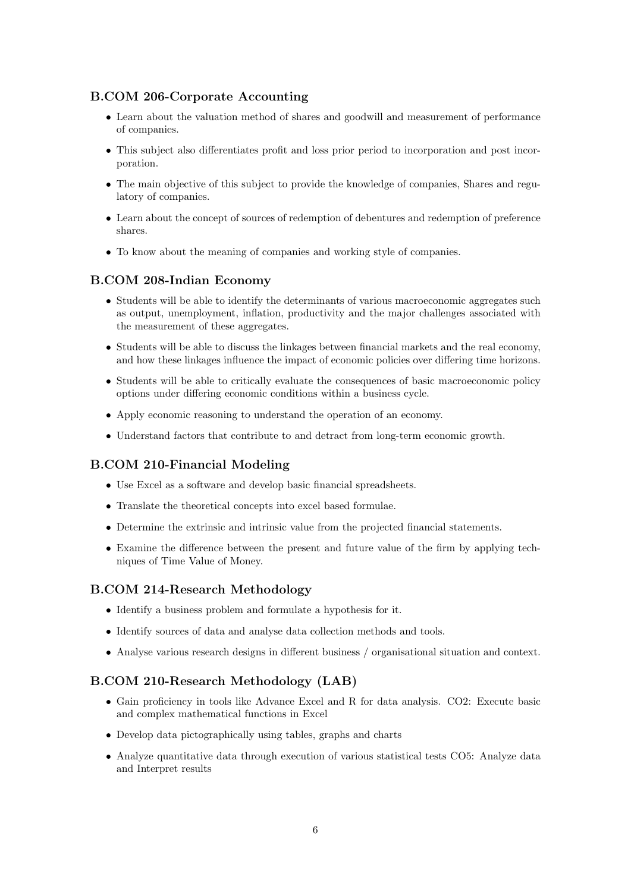### B.COM 206-Corporate Accounting

- Learn about the valuation method of shares and goodwill and measurement of performance of companies.
- This subject also differentiates profit and loss prior period to incorporation and post incorporation.
- The main objective of this subject to provide the knowledge of companies, Shares and regulatory of companies.
- Learn about the concept of sources of redemption of debentures and redemption of preference shares.
- To know about the meaning of companies and working style of companies.

### B.COM 208-Indian Economy

- Students will be able to identify the determinants of various macroeconomic aggregates such as output, unemployment, inflation, productivity and the major challenges associated with the measurement of these aggregates.
- Students will be able to discuss the linkages between financial markets and the real economy, and how these linkages influence the impact of economic policies over differing time horizons.
- Students will be able to critically evaluate the consequences of basic macroeconomic policy options under differing economic conditions within a business cycle.
- Apply economic reasoning to understand the operation of an economy.
- Understand factors that contribute to and detract from long-term economic growth.

### B.COM 210-Financial Modeling

- Use Excel as a software and develop basic financial spreadsheets.
- Translate the theoretical concepts into excel based formulae.
- Determine the extrinsic and intrinsic value from the projected financial statements.
- Examine the difference between the present and future value of the firm by applying techniques of Time Value of Money.

### B.COM 214-Research Methodology

- Identify a business problem and formulate a hypothesis for it.
- Identify sources of data and analyse data collection methods and tools.
- Analyse various research designs in different business / organisational situation and context.

### B.COM 210-Research Methodology (LAB)

- Gain proficiency in tools like Advance Excel and R for data analysis. CO2: Execute basic and complex mathematical functions in Excel
- Develop data pictographically using tables, graphs and charts
- Analyze quantitative data through execution of various statistical tests CO5: Analyze data and Interpret results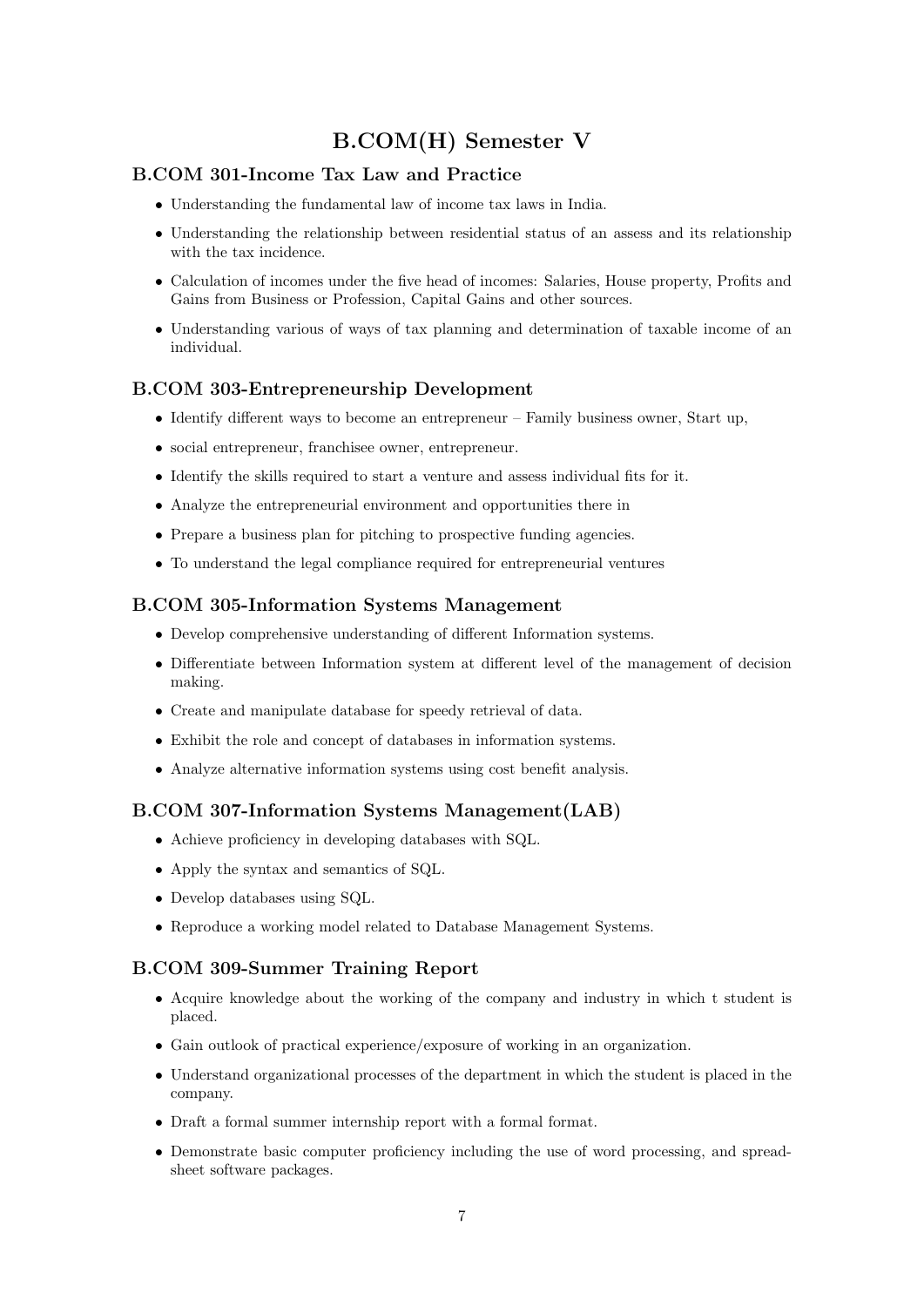# B.COM(H) Semester V

## B.COM 301-Income Tax Law and Practice

- Understanding the fundamental law of income tax laws in India.
- Understanding the relationship between residential status of an assess and its relationship with the tax incidence.
- Calculation of incomes under the five head of incomes: Salaries, House property, Profits and Gains from Business or Profession, Capital Gains and other sources.
- Understanding various of ways of tax planning and determination of taxable income of an individual.

## B.COM 303-Entrepreneurship Development

- Identify different ways to become an entrepreneur – Family business owner, Start up,
- social entrepreneur, franchisee owner, entrepreneur.
- Identify the skills required to start a venture and assess individual fits for it.
- Analyze the entrepreneurial environment and opportunities there in
- Prepare a business plan for pitching to prospective funding agencies.
- To understand the legal compliance required for entrepreneurial ventures

## B.COM 305-Information Systems Management

- Develop comprehensive understanding of different Information systems.
- Differentiate between Information system at different level of the management of decision making.
- Create and manipulate database for speedy retrieval of data.
- Exhibit the role and concept of databases in information systems.
- Analyze alternative information systems using cost benefit analysis.

## B.COM 307-Information Systems Management(LAB)

- Achieve proficiency in developing databases with SQL.
- Apply the syntax and semantics of SQL.
- Develop databases using SQL.
- Reproduce a working model related to Database Management Systems.

## B.COM 309-Summer Training Report

- Acquire knowledge about the working of the company and industry in which t student is placed.
- Gain outlook of practical experience/exposure of working in an organization.
- Understand organizational processes of the department in which the student is placed in the company.
- Draft a formal summer internship report with a formal format.
- Demonstrate basic computer proficiency including the use of word processing, and spreadsheet software packages.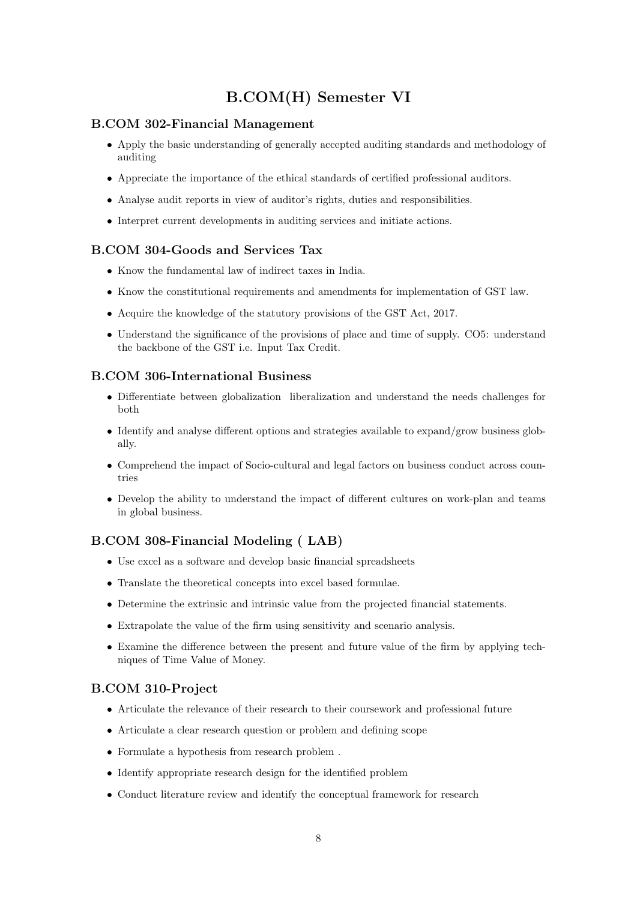# B.COM(H) Semester VI

## B.COM 302-Financial Management

- Apply the basic understanding of generally accepted auditing standards and methodology of auditing
- Appreciate the importance of the ethical standards of certified professional auditors.
- Analyse audit reports in view of auditor's rights, duties and responsibilities.
- Interpret current developments in auditing services and initiate actions.

## B.COM 304-Goods and Services Tax

- Know the fundamental law of indirect taxes in India.
- Know the constitutional requirements and amendments for implementation of GST law.
- Acquire the knowledge of the statutory provisions of the GST Act, 2017.
- Understand the significance of the provisions of place and time of supply. CO5: understand the backbone of the GST i.e. Input Tax Credit.

## B.COM 306-International Business

- Differentiate between globalization liberalization and understand the needs challenges for both
- Identify and analyse different options and strategies available to expand/grow business globally.
- Comprehend the impact of Socio-cultural and legal factors on business conduct across countries
- Develop the ability to understand the impact of different cultures on work-plan and teams in global business.

## B.COM 308-Financial Modeling ( LAB)

- Use excel as a software and develop basic financial spreadsheets
- Translate the theoretical concepts into excel based formulae.
- Determine the extrinsic and intrinsic value from the projected financial statements.
- Extrapolate the value of the firm using sensitivity and scenario analysis.
- Examine the difference between the present and future value of the firm by applying techniques of Time Value of Money.

## B.COM 310-Project

- Articulate the relevance of their research to their coursework and professional future
- Articulate a clear research question or problem and defining scope
- Formulate a hypothesis from research problem .
- Identify appropriate research design for the identified problem
- Conduct literature review and identify the conceptual framework for research